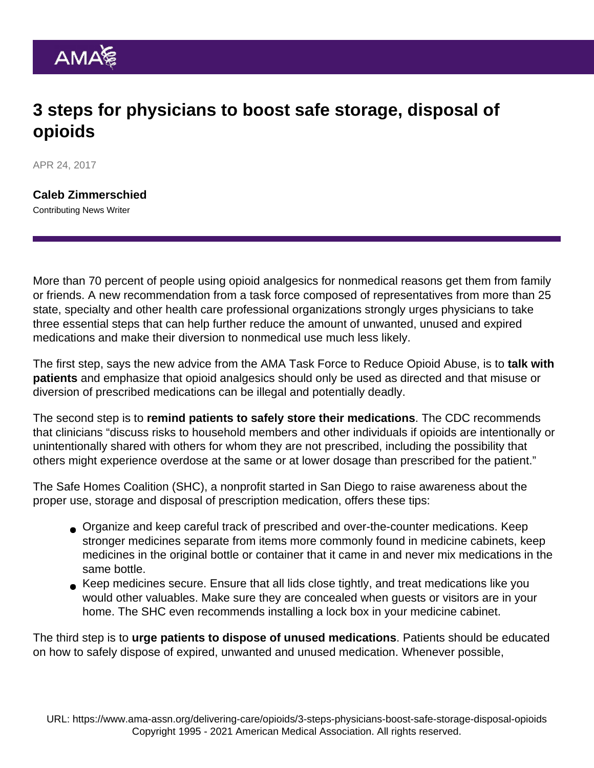# 3 steps for physicians to boost safe storage, disposal of opioids

APR 24, 2017

**Caleb Zimmerschied**
Contributing News Writer

More than 70 percent of people using opioid analgesics for nonmedical reasons get them from family or friends. A new recommendation from a task force composed of representatives from more than 25 state, specialty and other health care professional organizations strongly urges physicians to take three essential steps that can help further reduce the amount of unwanted, unused and expired medications and make their diversion to nonmedical use much less likely.

The first step, says the new advice from the AMA Task Force to Reduce Opioid Abuse, is to **talk with patients** and emphasize that opioid analgesics should only be used as directed and that misuse or diversion of prescribed medications can be illegal and potentially deadly.

The second step is to **remind patients to safely store their medications**. The CDC recommends that clinicians "discuss risks to household members and other individuals if opioids are intentionally or unintentionally shared with others for whom they are not prescribed, including the possibility that others might experience overdose at the same or at lower dosage than prescribed for the patient."

The Safe Homes Coalition (SHC), a nonprofit started in San Diego to raise awareness about the proper use, storage and disposal of prescription medication, offers these tips:

- Organize and keep careful track of prescribed and over-the-counter medications. Keep stronger medicines separate from items more commonly found in medicine cabinets, keep medicines in the original bottle or container that it came in and never mix medications in the same bottle.
- Keep medicines secure. Ensure that all lids close tightly, and treat medications like you would other valuables. Make sure they are concealed when guests or visitors are in your home. The SHC even recommends installing a lock box in your medicine cabinet.

The third step is to **urge patients to dispose of unused medications**. Patients should be educated on how to safely dispose of expired, unwanted and unused medication. Whenever possible,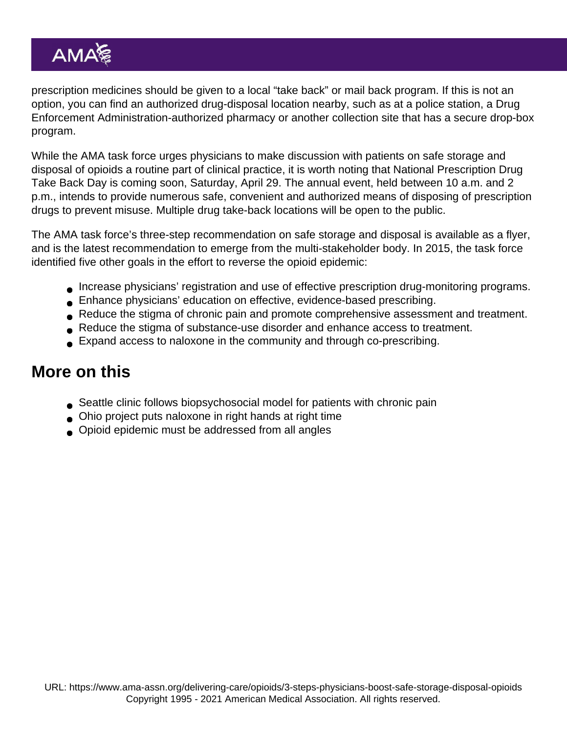prescription medicines should be given to a local "take back" or mail back program. If this is not an option, you can find an authorized drug-disposal location nearby, such as at a police station, a Drug Enforcement Administration-authorized pharmacy or another collection site that has a secure drop-box program.

While the AMA task force urges physicians to make discussion with patients on safe storage and disposal of opioids a routine part of clinical practice, it is worth noting that National Prescription Drug Take Back Day is coming soon, Saturday, April 29. The annual event, held between 10 a.m. and 2 p.m., intends to provide numerous safe, convenient and authorized means of disposing of prescription drugs to prevent misuse. Multiple drug take-back locations will be open to the public.

The AMA task force's three-step recommendation on safe storage and disposal is available as a flyer, and is the latest recommendation to emerge from the multi-stakeholder body. In 2015, the task force identified five other goals in the effort to reverse the opioid epidemic:

- Increase physicians' registration and use of effective prescription drug-monitoring programs.
- Enhance physicians' education on effective, evidence-based prescribing.
- Reduce the stigma of chronic pain and promote comprehensive assessment and treatment.
- Reduce the stigma of substance-use disorder and enhance access to treatment.
- Expand access to naloxone in the community and through co-prescribing.

## More on this

- Seattle clinic follows biopsychosocial model for patients with chronic pain
- Ohio project puts naloxone in right hands at right time
- Opioid epidemic must be addressed from all angles